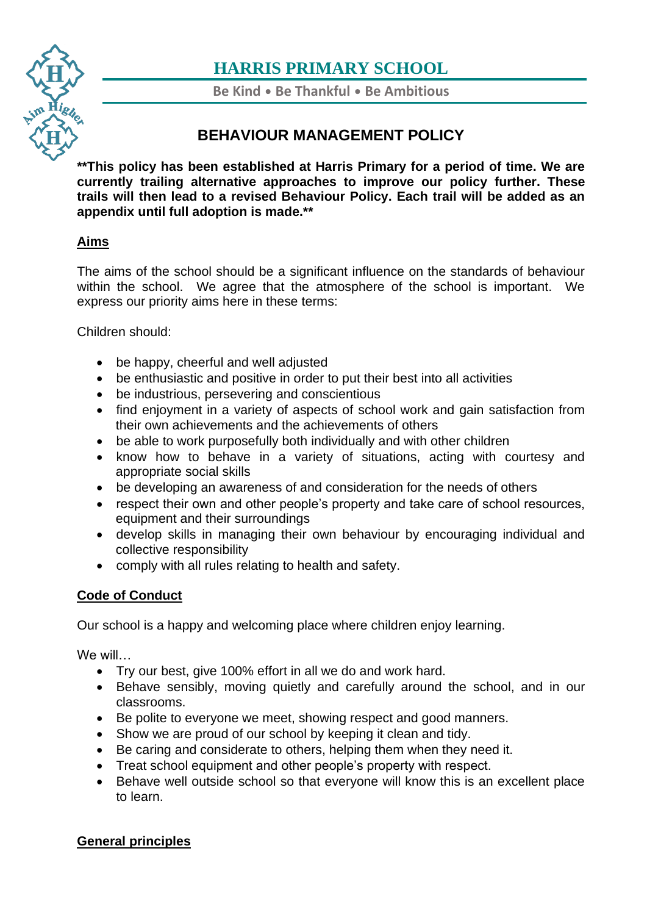# HARRIS PRIMARY SCHOOL

**Be Kind • Be Thankful • Be Ambitious**

## BEHAVIOUR MANAGEMENT POLICY

****This policy has been established at Harris Primary for a period of time. We are currently trailing alternative approaches to improve our policy further. These trails will then lead to a revised Behaviour Policy. Each trail will be added as an appendix until full adoption is made.****

### Aims

The aims of the school should be a significant influence on the standards of behaviour within the school. We agree that the atmosphere of the school is important. We express our priority aims here in these terms:

Children should:

- be happy, cheerful and well adjusted
- be enthusiastic and positive in order to put their best into all activities
- be industrious, persevering and conscientious
- find enjoyment in a variety of aspects of school work and gain satisfaction from their own achievements and the achievements of others
- be able to work purposefully both individually and with other children
- know how to behave in a variety of situations, acting with courtesy and appropriate social skills
- be developing an awareness of and consideration for the needs of others
- respect their own and other people's property and take care of school resources, equipment and their surroundings
- develop skills in managing their own behaviour by encouraging individual and collective responsibility
- comply with all rules relating to health and safety.

### Code of Conduct

Our school is a happy and welcoming place where children enjoy learning.

We will…

- Try our best, give 100% effort in all we do and work hard.
- Behave sensibly, moving quietly and carefully around the school, and in our classrooms.
- Be polite to everyone we meet, showing respect and good manners.
- Show we are proud of our school by keeping it clean and tidy.
- Be caring and considerate to others, helping them when they need it.
- Treat school equipment and other people's property with respect.
- Behave well outside school so that everyone will know this is an excellent place to learn.

### General principles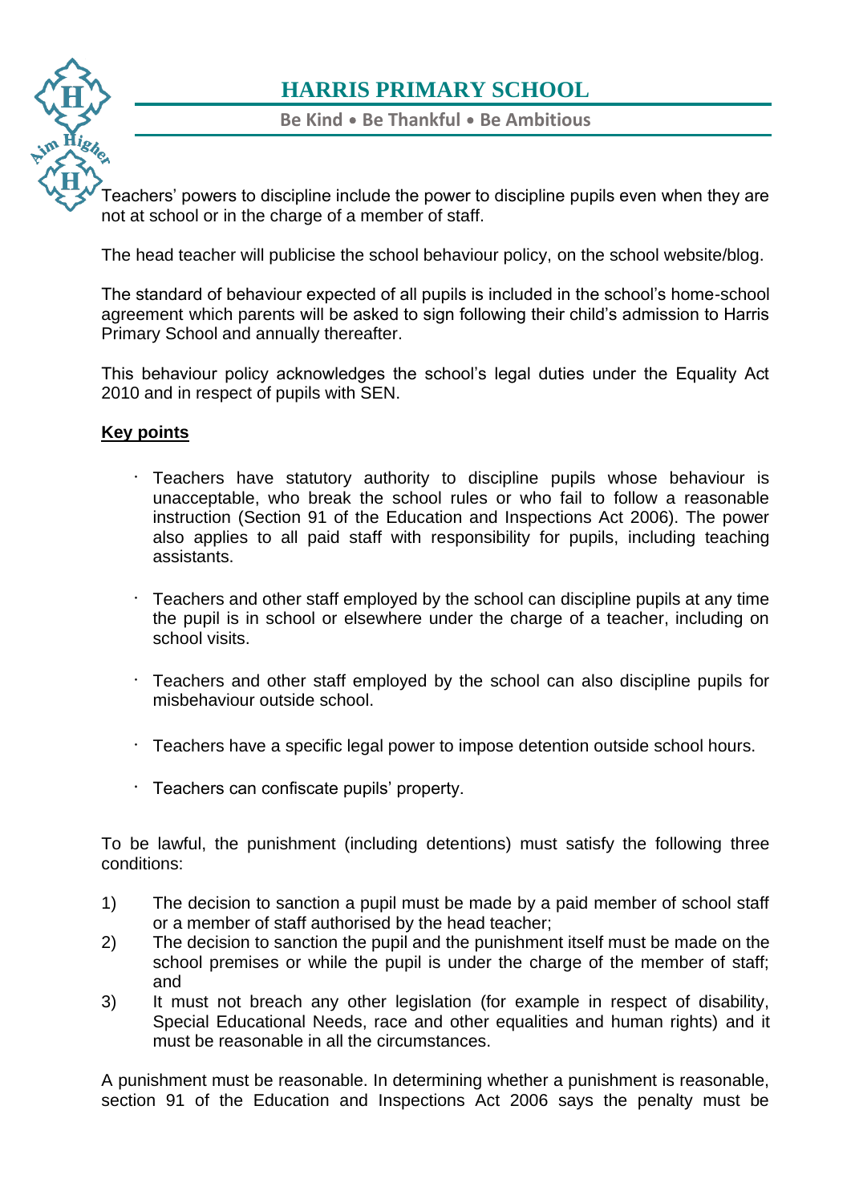Teachers' powers to discipline include the power to discipline pupils even when they are not at school or in the charge of a member of staff.

The head teacher will publicise the school behaviour policy, on the school website/blog.

The standard of behaviour expected of all pupils is included in the school's home-school agreement which parents will be asked to sign following their child's admission to Harris Primary School and annually thereafter.

This behaviour policy acknowledges the school's legal duties under the Equality Act 2010 and in respect of pupils with SEN.

**Key points**

- Teachers have statutory authority to discipline pupils whose behaviour is unacceptable, who break the school rules or who fail to follow a reasonable instruction (Section 91 of the Education and Inspections Act 2006). The power also applies to all paid staff with responsibility for pupils, including teaching assistants.

- Teachers and other staff employed by the school can discipline pupils at any time the pupil is in school or elsewhere under the charge of a teacher, including on school visits.

- Teachers and other staff employed by the school can also discipline pupils for misbehaviour outside school.

- Teachers have a specific legal power to impose detention outside school hours.

- Teachers can confiscate pupils' property.

To be lawful, the punishment (including detentions) must satisfy the following three conditions:

1) The decision to sanction a pupil must be made by a paid member of school staff or a member of staff authorised by the head teacher;
2) The decision to sanction the pupil and the punishment itself must be made on the school premises or while the pupil is under the charge of the member of staff; and
3) It must not breach any other legislation (for example in respect of disability, Special Educational Needs, race and other equalities and human rights) and it must be reasonable in all the circumstances.

A punishment must be reasonable. In determining whether a punishment is reasonable, section 91 of the Education and Inspections Act 2006 says the penalty must be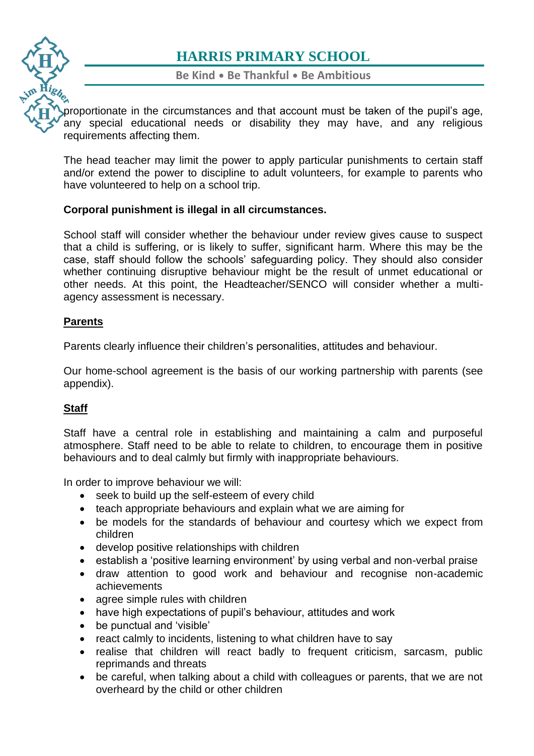proportionate in the circumstances and that account must be taken of the pupil's age, any special educational needs or disability they may have, and any religious requirements affecting them.

The head teacher may limit the power to apply particular punishments to certain staff and/or extend the power to discipline to adult volunteers, for example to parents who have volunteered to help on a school trip.

**Corporal punishment is illegal in all circumstances.**

School staff will consider whether the behaviour under review gives cause to suspect that a child is suffering, or is likely to suffer, significant harm. Where this may be the case, staff should follow the schools' safeguarding policy. They should also consider whether continuing disruptive behaviour might be the result of unmet educational or other needs. At this point, the Headteacher/SENCO will consider whether a multi-agency assessment is necessary.

## Parents

Parents clearly influence their children's personalities, attitudes and behaviour.

Our home-school agreement is the basis of our working partnership with parents (see appendix).

## Staff

Staff have a central role in establishing and maintaining a calm and purposeful atmosphere. Staff need to be able to relate to children, to encourage them in positive behaviours and to deal calmly but firmly with inappropriate behaviours.

In order to improve behaviour we will:

- seek to build up the self-esteem of every child
- teach appropriate behaviours and explain what we are aiming for
- be models for the standards of behaviour and courtesy which we expect from children
- develop positive relationships with children
- establish a 'positive learning environment' by using verbal and non-verbal praise
- draw attention to good work and behaviour and recognise non-academic achievements
- agree simple rules with children
- have high expectations of pupil's behaviour, attitudes and work
- be punctual and 'visible'
- react calmly to incidents, listening to what children have to say
- realise that children will react badly to frequent criticism, sarcasm, public reprimands and threats
- be careful, when talking about a child with colleagues or parents, that we are not overheard by the child or other children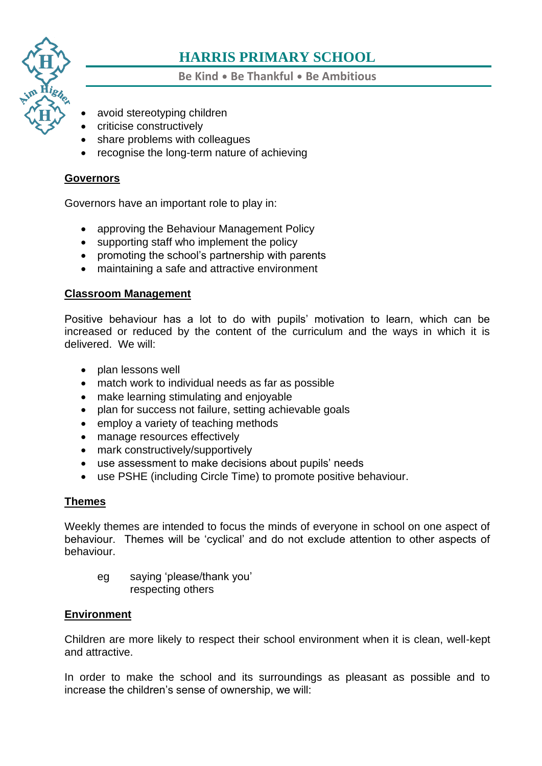- avoid stereotyping children
- criticise constructively
- share problems with colleagues
- recognise the long-term nature of achieving

## Governors

Governors have an important role to play in:

- approving the Behaviour Management Policy
- supporting staff who implement the policy
- promoting the school's partnership with parents
- maintaining a safe and attractive environment

## Classroom Management

Positive behaviour has a lot to do with pupils' motivation to learn, which can be increased or reduced by the content of the curriculum and the ways in which it is delivered. We will:

- plan lessons well
- match work to individual needs as far as possible
- make learning stimulating and enjoyable
- plan for success not failure, setting achievable goals
- employ a variety of teaching methods
- manage resources effectively
- mark constructively/supportively
- use assessment to make decisions about pupils' needs
- use PSHE (including Circle Time) to promote positive behaviour.

## Themes

Weekly themes are intended to focus the minds of everyone in school on one aspect of behaviour. Themes will be 'cyclical' and do not exclude attention to other aspects of behaviour.

eg saying 'please/thank you'
respecting others

## Environment

Children are more likely to respect their school environment when it is clean, well-kept and attractive.

In order to make the school and its surroundings as pleasant as possible and to increase the children's sense of ownership, we will: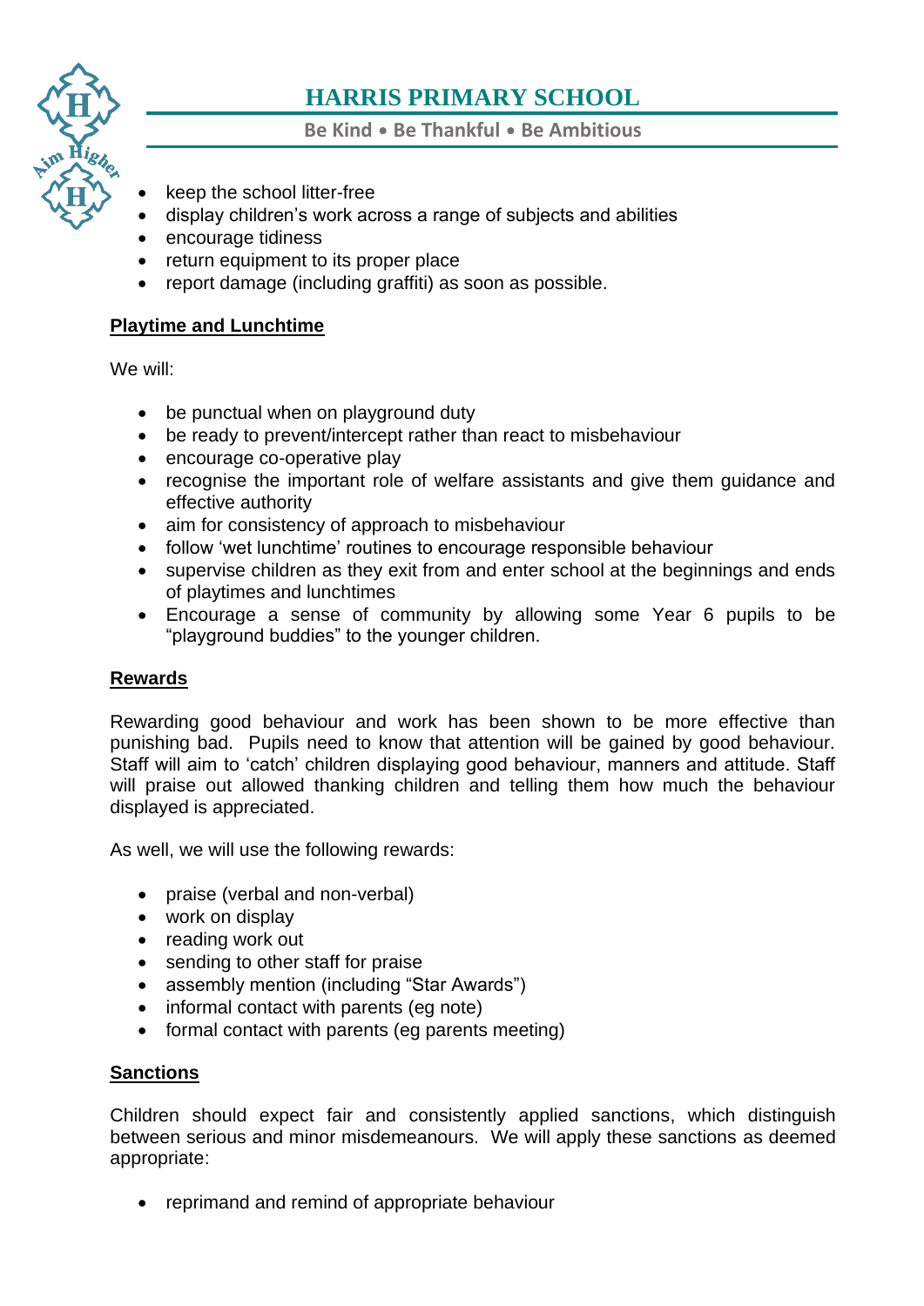- keep the school litter-free
- display children's work across a range of subjects and abilities
- encourage tidiness
- return equipment to its proper place
- report damage (including graffiti) as soon as possible.

**Playtime and Lunchtime**

We will:

- be punctual when on playground duty
- be ready to prevent/intercept rather than react to misbehaviour
- encourage co-operative play
- recognise the important role of welfare assistants and give them guidance and effective authority
- aim for consistency of approach to misbehaviour
- follow 'wet lunchtime' routines to encourage responsible behaviour
- supervise children as they exit from and enter school at the beginnings and ends of playtimes and lunchtimes
- Encourage a sense of community by allowing some Year 6 pupils to be "playground buddies" to the younger children.

**Rewards**

Rewarding good behaviour and work has been shown to be more effective than punishing bad. Pupils need to know that attention will be gained by good behaviour. Staff will aim to 'catch' children displaying good behaviour, manners and attitude. Staff will praise out allowed thanking children and telling them how much the behaviour displayed is appreciated.

As well, we will use the following rewards:

- praise (verbal and non-verbal)
- work on display
- reading work out
- sending to other staff for praise
- assembly mention (including "Star Awards")
- informal contact with parents (eg note)
- formal contact with parents (eg parents meeting)

**Sanctions**

Children should expect fair and consistently applied sanctions, which distinguish between serious and minor misdemeanours. We will apply these sanctions as deemed appropriate:

- reprimand and remind of appropriate behaviour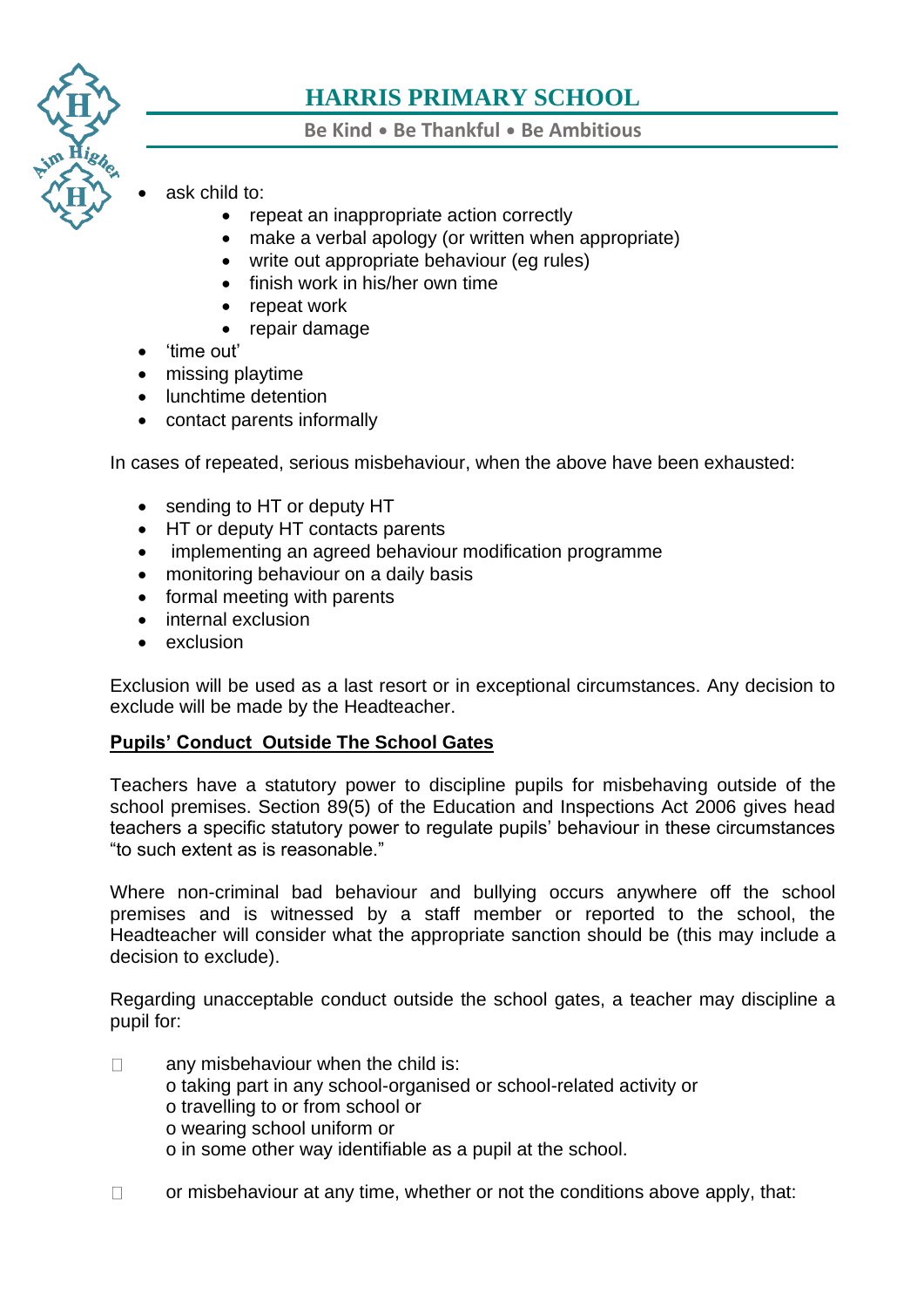- ask child to:
    - repeat an inappropriate action correctly
    - make a verbal apology (or written when appropriate)
    - write out appropriate behaviour (eg rules)
    - finish work in his/her own time
    - repeat work
    - repair damage
- 'time out'
- missing playtime
- lunchtime detention
- contact parents informally

In cases of repeated, serious misbehaviour, when the above have been exhausted:

- sending to HT or deputy HT
- HT or deputy HT contacts parents
- implementing an agreed behaviour modification programme
- monitoring behaviour on a daily basis
- formal meeting with parents
- internal exclusion
- exclusion

Exclusion will be used as a last resort or in exceptional circumstances. Any decision to exclude will be made by the Headteacher.

**Pupils' Conduct Outside The School Gates**

Teachers have a statutory power to discipline pupils for misbehaving outside of the school premises. Section 89(5) of the Education and Inspections Act 2006 gives head teachers a specific statutory power to regulate pupils' behaviour in these circumstances "to such extent as is reasonable."

Where non-criminal bad behaviour and bullying occurs anywhere off the school premises and is witnessed by a staff member or reported to the school, the Headteacher will consider what the appropriate sanction should be (this may include a decision to exclude).

Regarding unacceptable conduct outside the school gates, a teacher may discipline a pupil for:

- any misbehaviour when the child is:
  - o taking part in any school-organised or school-related activity or
  - o travelling to or from school or
  - o wearing school uniform or
  - o in some other way identifiable as a pupil at the school.
- or misbehaviour at any time, whether or not the conditions above apply, that: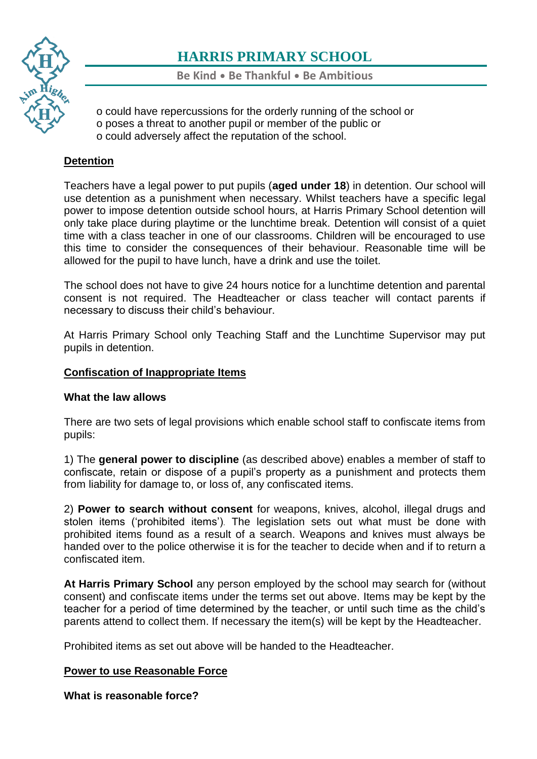- could have repercussions for the orderly running of the school or
- poses a threat to another pupil or member of the public or
- could adversely affect the reputation of the school.

## Detention

Teachers have a legal power to put pupils (**aged under 18**) in detention. Our school will use detention as a punishment when necessary. Whilst teachers have a specific legal power to impose detention outside school hours, at Harris Primary School detention will only take place during playtime or the lunchtime break. Detention will consist of a quiet time with a class teacher in one of our classrooms. Children will be encouraged to use this time to consider the consequences of their behaviour. Reasonable time will be allowed for the pupil to have lunch, have a drink and use the toilet.

The school does not have to give 24 hours notice for a lunchtime detention and parental consent is not required. The Headteacher or class teacher will contact parents if necessary to discuss their child's behaviour.

At Harris Primary School only Teaching Staff and the Lunchtime Supervisor may put pupils in detention.

## Confiscation of Inappropriate Items

### What the law allows

There are two sets of legal provisions which enable school staff to confiscate items from pupils:

1) The **general power to discipline** (as described above) enables a member of staff to confiscate, retain or dispose of a pupil's property as a punishment and protects them from liability for damage to, or loss of, any confiscated items.

2) **Power to search without consent** for weapons, knives, alcohol, illegal drugs and stolen items ('prohibited items'). The legislation sets out what must be done with prohibited items found as a result of a search. Weapons and knives must always be handed over to the police otherwise it is for the teacher to decide when and if to return a confiscated item.

**At Harris Primary School** any person employed by the school may search for (without consent) and confiscate items under the terms set out above. Items may be kept by the teacher for a period of time determined by the teacher, or until such time as the child's parents attend to collect them. If necessary the item(s) will be kept by the Headteacher.

Prohibited items as set out above will be handed to the Headteacher.

## Power to use Reasonable Force

### What is reasonable force?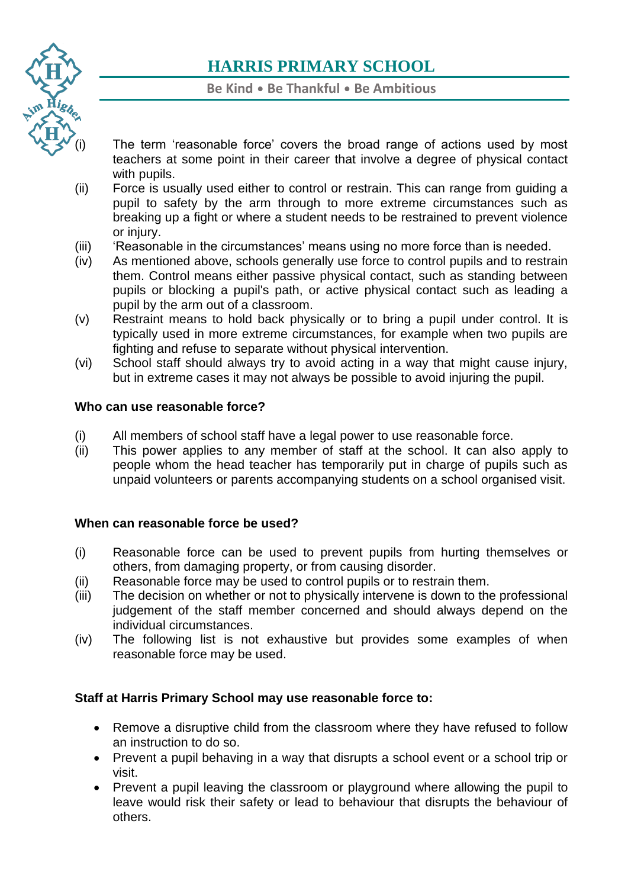(i) The term 'reasonable force' covers the broad range of actions used by most teachers at some point in their career that involve a degree of physical contact with pupils.

(ii) Force is usually used either to control or restrain. This can range from guiding a pupil to safety by the arm through to more extreme circumstances such as breaking up a fight or where a student needs to be restrained to prevent violence or injury.

(iii) 'Reasonable in the circumstances' means using no more force than is needed.

(iv) As mentioned above, schools generally use force to control pupils and to restrain them. Control means either passive physical contact, such as standing between pupils or blocking a pupil's path, or active physical contact such as leading a pupil by the arm out of a classroom.

(v) Restraint means to hold back physically or to bring a pupil under control. It is typically used in more extreme circumstances, for example when two pupils are fighting and refuse to separate without physical intervention.

(vi) School staff should always try to avoid acting in a way that might cause injury, but in extreme cases it may not always be possible to avoid injuring the pupil.

**Who can use reasonable force?**

(i) All members of school staff have a legal power to use reasonable force.

(ii) This power applies to any member of staff at the school. It can also apply to people whom the head teacher has temporarily put in charge of pupils such as unpaid volunteers or parents accompanying students on a school organised visit.

**When can reasonable force be used?**

(i) Reasonable force can be used to prevent pupils from hurting themselves or others, from damaging property, or from causing disorder.

(ii) Reasonable force may be used to control pupils or to restrain them.

(iii) The decision on whether or not to physically intervene is down to the professional judgement of the staff member concerned and should always depend on the individual circumstances.

(iv) The following list is not exhaustive but provides some examples of when reasonable force may be used.

**Staff at Harris Primary School may use reasonable force to:**

- Remove a disruptive child from the classroom where they have refused to follow an instruction to do so.
- Prevent a pupil behaving in a way that disrupts a school event or a school trip or visit.
- Prevent a pupil leaving the classroom or playground where allowing the pupil to leave would risk their safety or lead to behaviour that disrupts the behaviour of others.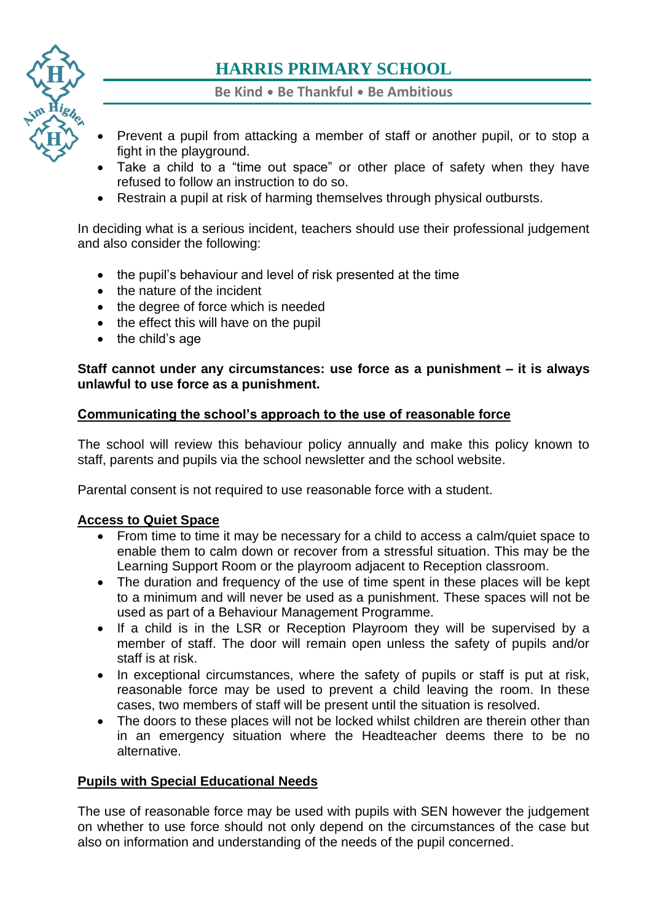- Prevent a pupil from attacking a member of staff or another pupil, or to stop a fight in the playground.
- Take a child to a "time out space" or other place of safety when they have refused to follow an instruction to do so.
- Restrain a pupil at risk of harming themselves through physical outbursts.

In deciding what is a serious incident, teachers should use their professional judgement and also consider the following:

- the pupil's behaviour and level of risk presented at the time
- the nature of the incident
- the degree of force which is needed
- the effect this will have on the pupil
- the child's age

**Staff cannot under any circumstances: use force as a punishment – it is always unlawful to use force as a punishment.**

**Communicating the school's approach to the use of reasonable force**

The school will review this behaviour policy annually and make this policy known to staff, parents and pupils via the school newsletter and the school website.

Parental consent is not required to use reasonable force with a student.

**Access to Quiet Space**

- From time to time it may be necessary for a child to access a calm/quiet space to enable them to calm down or recover from a stressful situation. This may be the Learning Support Room or the playroom adjacent to Reception classroom.
- The duration and frequency of the use of time spent in these places will be kept to a minimum and will never be used as a punishment. These spaces will not be used as part of a Behaviour Management Programme.
- If a child is in the LSR or Reception Playroom they will be supervised by a member of staff. The door will remain open unless the safety of pupils and/or staff is at risk.
- In exceptional circumstances, where the safety of pupils or staff is put at risk, reasonable force may be used to prevent a child leaving the room. In these cases, two members of staff will be present until the situation is resolved.
- The doors to these places will not be locked whilst children are therein other than in an emergency situation where the Headteacher deems there to be no alternative.

**Pupils with Special Educational Needs**

The use of reasonable force may be used with pupils with SEN however the judgement on whether to use force should not only depend on the circumstances of the case but also on information and understanding of the needs of the pupil concerned.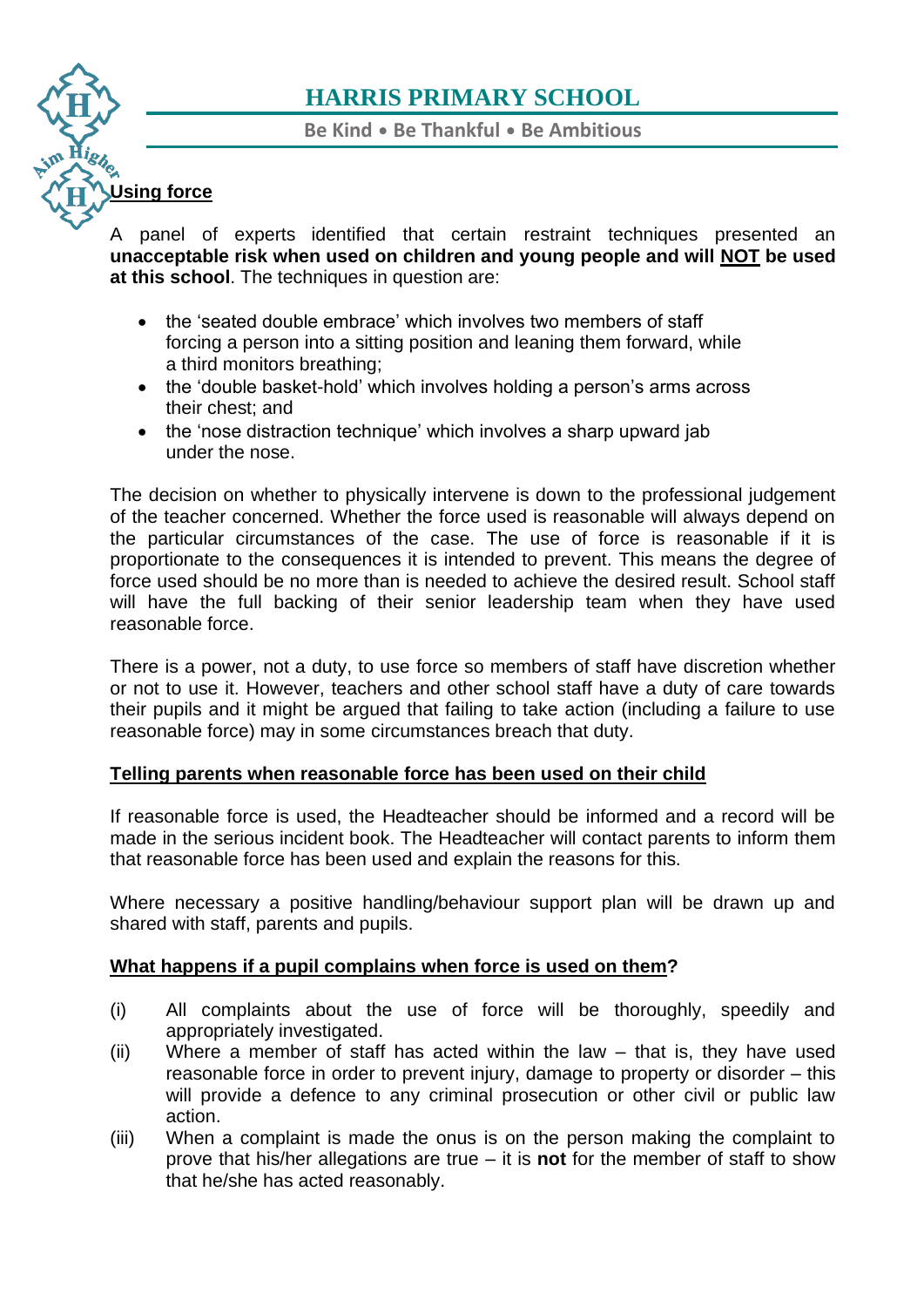# HARRIS PRIMARY SCHOOL

**Be Kind • Be Thankful • Be Ambitious**

## Using force

A panel of experts identified that certain restraint techniques presented an **unacceptable risk when used on children and young people and will NOT be used at this school**. The techniques in question are:

- the 'seated double embrace' which involves two members of staff forcing a person into a sitting position and leaning them forward, while a third monitors breathing;
- the 'double basket-hold' which involves holding a person's arms across their chest; and
- the 'nose distraction technique' which involves a sharp upward jab under the nose.

The decision on whether to physically intervene is down to the professional judgement of the teacher concerned. Whether the force used is reasonable will always depend on the particular circumstances of the case. The use of force is reasonable if it is proportionate to the consequences it is intended to prevent. This means the degree of force used should be no more than is needed to achieve the desired result. School staff will have the full backing of their senior leadership team when they have used reasonable force.

There is a power, not a duty, to use force so members of staff have discretion whether or not to use it. However, teachers and other school staff have a duty of care towards their pupils and it might be argued that failing to take action (including a failure to use reasonable force) may in some circumstances breach that duty.

## Telling parents when reasonable force has been used on their child

If reasonable force is used, the Headteacher should be informed and a record will be made in the serious incident book. The Headteacher will contact parents to inform them that reasonable force has been used and explain the reasons for this.

Where necessary a positive handling/behaviour support plan will be drawn up and shared with staff, parents and pupils.

## What happens if a pupil complains when force is used on them?

(i) All complaints about the use of force will be thoroughly, speedily and appropriately investigated.

(ii) Where a member of staff has acted within the law – that is, they have used reasonable force in order to prevent injury, damage to property or disorder – this will provide a defence to any criminal prosecution or other civil or public law action.

(iii) When a complaint is made the onus is on the person making the complaint to prove that his/her allegations are true – it is **not** for the member of staff to show that he/she has acted reasonably.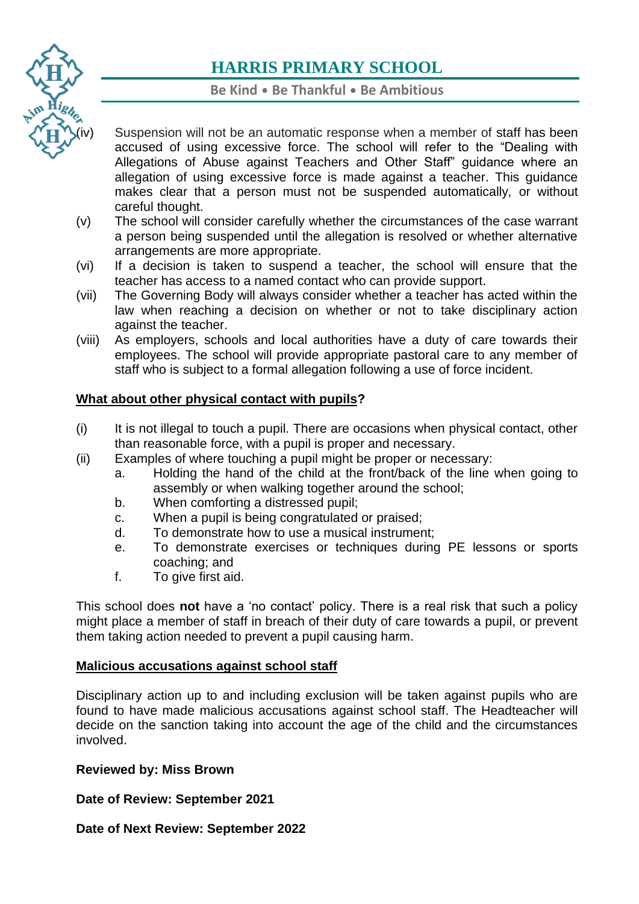(iv) Suspension will not be an automatic response when a member of staff has been accused of using excessive force. The school will refer to the "Dealing with Allegations of Abuse against Teachers and Other Staff" guidance where an allegation of using excessive force is made against a teacher. This guidance makes clear that a person must not be suspended automatically, or without careful thought.

(v) The school will consider carefully whether the circumstances of the case warrant a person being suspended until the allegation is resolved or whether alternative arrangements are more appropriate.

(vi) If a decision is taken to suspend a teacher, the school will ensure that the teacher has access to a named contact who can provide support.

(vii) The Governing Body will always consider whether a teacher has acted within the law when reaching a decision on whether or not to take disciplinary action against the teacher.

(viii) As employers, schools and local authorities have a duty of care towards their employees. The school will provide appropriate pastoral care to any member of staff who is subject to a formal allegation following a use of force incident.

**<u>What about other physical contact with pupils</u>?**

(i) It is not illegal to touch a pupil. There are occasions when physical contact, other than reasonable force, with a pupil is proper and necessary.

(ii) Examples of where touching a pupil might be proper or necessary:
   - a. Holding the hand of the child at the front/back of the line when going to assembly or when walking together around the school;
   - b. When comforting a distressed pupil;
   - c. When a pupil is being congratulated or praised;
   - d. To demonstrate how to use a musical instrument;
   - e. To demonstrate exercises or techniques during PE lessons or sports coaching; and
   - f. To give first aid.

This school does **not** have a 'no contact' policy. There is a real risk that such a policy might place a member of staff in breach of their duty of care towards a pupil, or prevent them taking action needed to prevent a pupil causing harm.

**<u>Malicious accusations against school staff</u>**

Disciplinary action up to and including exclusion will be taken against pupils who are found to have made malicious accusations against school staff. The Headteacher will decide on the sanction taking into account the age of the child and the circumstances involved.

**Reviewed by: Miss Brown**

**Date of Review: September 2021**

**Date of Next Review: September 2022**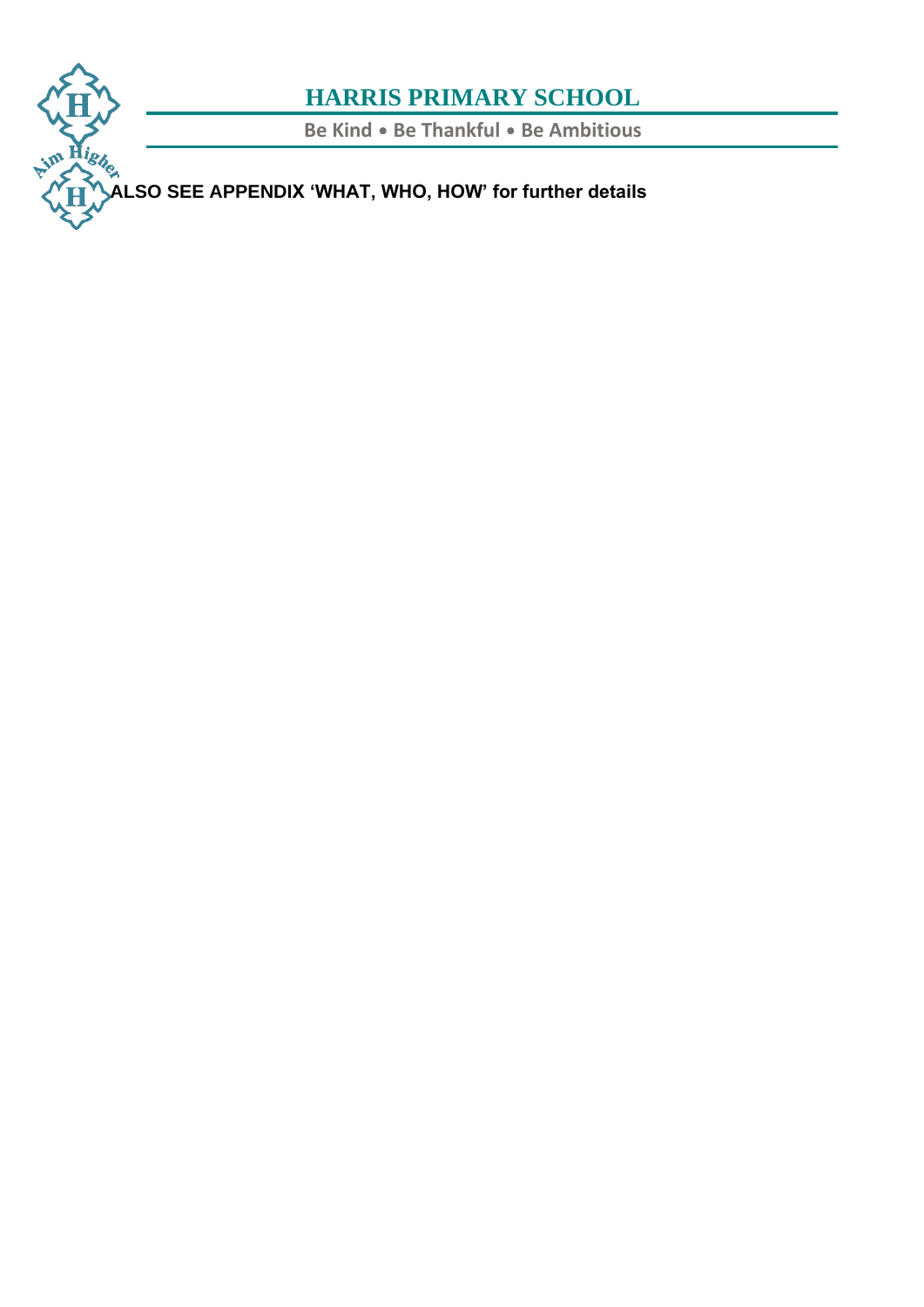**ALSO SEE APPENDIX 'WHAT, WHO, HOW' for further details**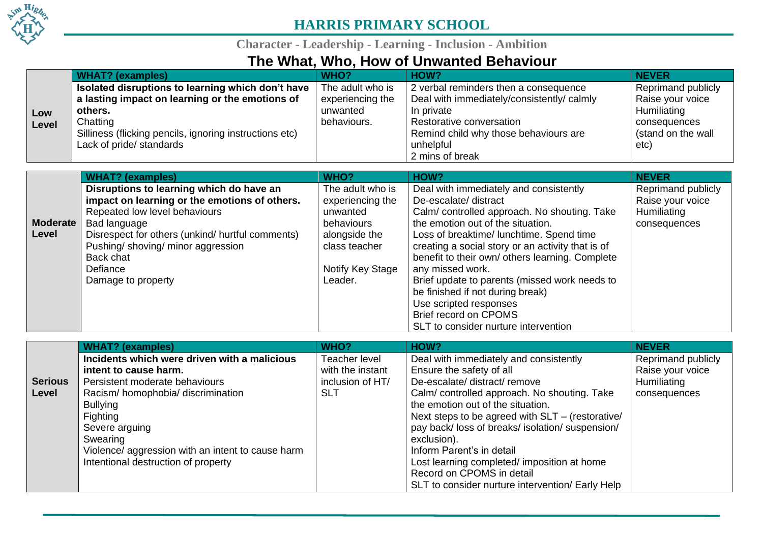# HARRIS PRIMARY SCHOOL

Character - Leadership - Learning - Inclusion - Ambition

## The What, Who, How of Unwanted Behaviour

| | WHAT? (examples) | WHO? | HOW? | NEVER |
|---|---|---|---|---|
| **Low Level** | **Isolated disruptions to learning which don't have a lasting impact on learning or the emotions of others.**<br>Chatting<br>Silliness (flicking pencils, ignoring instructions etc)<br>Lack of pride/ standards | The adult who is experiencing the unwanted behaviours. | 2 verbal reminders then a consequence<br>Deal with immediately/consistently/ calmly<br>In private<br>Restorative conversation<br>Remind child why those behaviours are unhelpful<br>2 mins of break | Reprimand publicly<br>Raise your voice<br>Humiliating consequences (stand on the wall etc) |

| | WHAT? (examples) | WHO? | HOW? | NEVER |
|---|---|---|---|---|
| **Moderate Level** | **Disruptions to learning which do have an impact on learning or the emotions of others.**<br>Repeated low level behaviours<br>Bad language<br>Disrespect for others (unkind/ hurtful comments)<br>Pushing/ shoving/ minor aggression<br>Back chat<br>Defiance<br>Damage to property | The adult who is experiencing the unwanted behaviours alongside the class teacher<br><br>Notify Key Stage Leader. | Deal with immediately and consistently<br>De-escalate/ distract<br>Calm/ controlled approach. No shouting. Take the emotion out of the situation.<br>Loss of breaktime/ lunchtime. Spend time creating a social story or an activity that is of benefit to their own/ others learning. Complete any missed work.<br>Brief update to parents (missed work needs to be finished if not during break)<br>Use scripted responses<br>Brief record on CPOMS<br>SLT to consider nurture intervention | Reprimand publicly<br>Raise your voice<br>Humiliating consequences |

| | WHAT? (examples) | WHO? | HOW? | NEVER |
|---|---|---|---|---|
| **Serious Level** | **Incidents which were driven with a malicious intent to cause harm.**<br>Persistent moderate behaviours<br>Racism/ homophobia/ discrimination<br>Bullying<br>Fighting<br>Severe arguing<br>Swearing<br>Violence/ aggression with an intent to cause harm<br>Intentional destruction of property | Teacher level with the instant inclusion of HT/ SLT | Deal with immediately and consistently<br>Ensure the safety of all<br>De-escalate/ distract/ remove<br>Calm/ controlled approach. No shouting. Take the emotion out of the situation.<br>Next steps to be agreed with SLT – (restorative/ pay back/ loss of breaks/ isolation/ suspension/ exclusion).<br>Inform Parent's in detail<br>Lost learning completed/ imposition at home<br>Record on CPOMS in detail<br>SLT to consider nurture intervention/ Early Help | Reprimand publicly<br>Raise your voice<br>Humiliating consequences |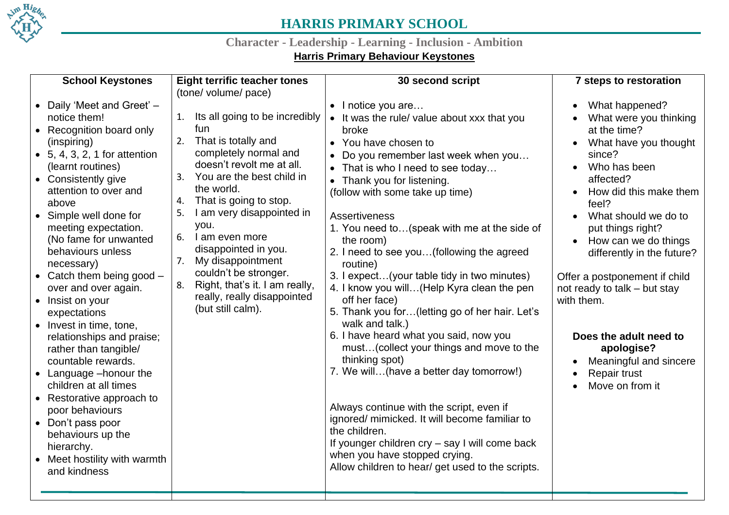# HARRIS PRIMARY SCHOOL

Character - Leadership - Learning - Inclusion - Ambition

**Harris Primary Behaviour Keystones**

| School Keystones | Eight terrific teacher tones (tone/ volume/ pace) | 30 second script | 7 steps to restoration |
|---|---|---|---|
| • Daily 'Meet and Greet' – notice them!<br>• Recognition board only (inspiring)<br>• 5, 4, 3, 2, 1 for attention (learnt routines)<br>• Consistently give attention to over and above<br>• Simple well done for meeting expectation. (No fame for unwanted behaviours unless necessary)<br>• Catch them being good – over and over again.<br>• Insist on your expectations<br>• Invest in time, tone, relationships and praise; rather than tangible/ countable rewards.<br>• Language –honour the children at all times<br>• Restorative approach to poor behaviours<br>• Don't pass poor behaviours up the hierarchy.<br>• Meet hostility with warmth and kindness | 1. Its all going to be incredibly fun<br>2. That is totally and completely normal and doesn't revolt me at all.<br>3. You are the best child in the world.<br>4. That is going to stop.<br>5. I am very disappointed in you.<br>6. I am even more disappointed in you.<br>7. My disappointment couldn't be stronger.<br>8. Right, that's it. I am really, really, really disappointed (but still calm). | • I notice you are…<br>• It was the rule/ value about xxx that you broke<br>• You have chosen to<br>• Do you remember last week when you…<br>• That is who I need to see today…<br>• Thank you for listening.<br>(follow with some take up time)<br><br>Assertiveness<br>1. You need to…(speak with me at the side of the room)<br>2. I need to see you…(following the agreed routine)<br>3. I expect…(your table tidy in two minutes)<br>4. I know you will…(Help Kyra clean the pen off her face)<br>5. Thank you for…(letting go of her hair. Let's walk and talk.)<br>6. I have heard what you said, now you must…(collect your things and move to the thinking spot)<br>7. We will…(have a better day tomorrow!)<br><br>Always continue with the script, even if ignored/ mimicked. It will become familiar to the children.<br>If younger children cry – say I will come back when you have stopped crying.<br>Allow children to hear/ get used to the scripts. | • What happened?<br>• What were you thinking at the time?<br>• What have you thought since?<br>• Who has been affected?<br>• How did this make them feel?<br>• What should we do to put things right?<br>• How can we do things differently in the future?<br><br>Offer a postponement if child not ready to talk – but stay with them.<br><br>**Does the adult need to apologise?**<br>• Meaningful and sincere<br>• Repair trust<br>• Move on from it |